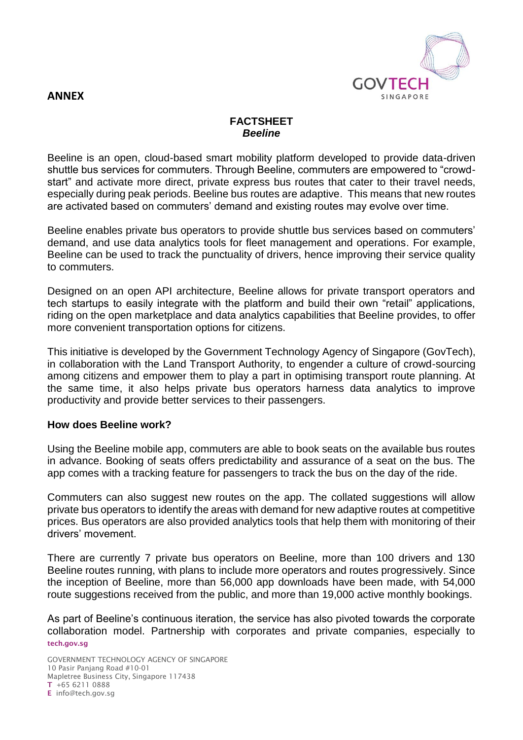**ANNEX**

## FACTSHEET
### *Beeline*

Beeline is an open, cloud-based smart mobility platform developed to provide data-driven shuttle bus services for commuters. Through Beeline, commuters are empowered to "crowd-start" and activate more direct, private express bus routes that cater to their travel needs, especially during peak periods. Beeline bus routes are adaptive. This means that new routes are activated based on commuters' demand and existing routes may evolve over time.

Beeline enables private bus operators to provide shuttle bus services based on commuters' demand, and use data analytics tools for fleet management and operations. For example, Beeline can be used to track the punctuality of drivers, hence improving their service quality to commuters.

Designed on an open API architecture, Beeline allows for private transport operators and tech startups to easily integrate with the platform and build their own "retail" applications, riding on the open marketplace and data analytics capabilities that Beeline provides, to offer more convenient transportation options for citizens.

This initiative is developed by the Government Technology Agency of Singapore (GovTech), in collaboration with the Land Transport Authority, to engender a culture of crowd-sourcing among citizens and empower them to play a part in optimising transport route planning. At the same time, it also helps private bus operators harness data analytics to improve productivity and provide better services to their passengers.

**How does Beeline work?**

Using the Beeline mobile app, commuters are able to book seats on the available bus routes in advance. Booking of seats offers predictability and assurance of a seat on the bus. The app comes with a tracking feature for passengers to track the bus on the day of the ride.

Commuters can also suggest new routes on the app. The collated suggestions will allow private bus operators to identify the areas with demand for new adaptive routes at competitive prices. Bus operators are also provided analytics tools that help them with monitoring of their drivers' movement.

There are currently 7 private bus operators on Beeline, more than 100 drivers and 130 Beeline routes running, with plans to include more operators and routes progressively. Since the inception of Beeline, more than 56,000 app downloads have been made, with 54,000 route suggestions received from the public, and more than 19,000 active monthly bookings.

As part of Beeline's continuous iteration, the service has also pivoted towards the corporate collaboration model. Partnership with corporates and private companies, especially to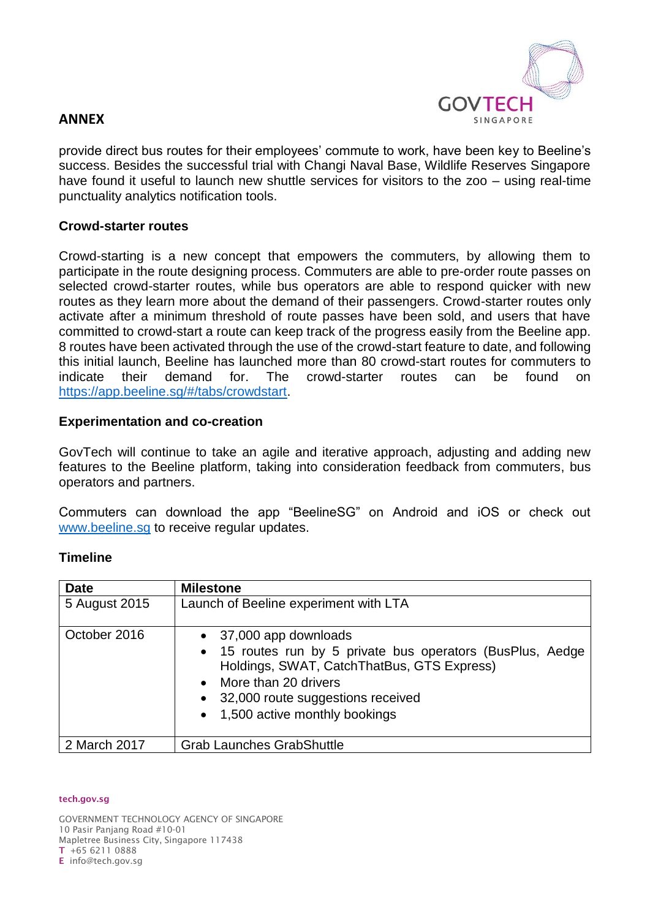## ANNEX

provide direct bus routes for their employees' commute to work, have been key to Beeline's success. Besides the successful trial with Changi Naval Base, Wildlife Reserves Singapore have found it useful to launch new shuttle services for visitors to the zoo – using real-time punctuality analytics notification tools.

### Crowd-starter routes

Crowd-starting is a new concept that empowers the commuters, by allowing them to participate in the route designing process. Commuters are able to pre-order route passes on selected crowd-starter routes, while bus operators are able to respond quicker with new routes as they learn more about the demand of their passengers. Crowd-starter routes only activate after a minimum threshold of route passes have been sold, and users that have committed to crowd-start a route can keep track of the progress easily from the Beeline app. 8 routes have been activated through the use of the crowd-start feature to date, and following this initial launch, Beeline has launched more than 80 crowd-start routes for commuters to indicate their demand for. The crowd-starter routes can be found on https://app.beeline.sg/#/tabs/crowdstart.

### Experimentation and co-creation

GovTech will continue to take an agile and iterative approach, adjusting and adding new features to the Beeline platform, taking into consideration feedback from commuters, bus operators and partners.

Commuters can download the app "BeelineSG" on Android and iOS or check out www.beeline.sg to receive regular updates.

### Timeline

| Date | Milestone |
|---|---|
| 5 August 2015 | Launch of Beeline experiment with LTA |
| October 2016 | • 37,000 app downloads<br>• 15 routes run by 5 private bus operators (BusPlus, Aedge Holdings, SWAT, CatchThatBus, GTS Express)<br>• More than 20 drivers<br>• 32,000 route suggestions received<br>• 1,500 active monthly bookings |
| 2 March 2017 | Grab Launches GrabShuttle |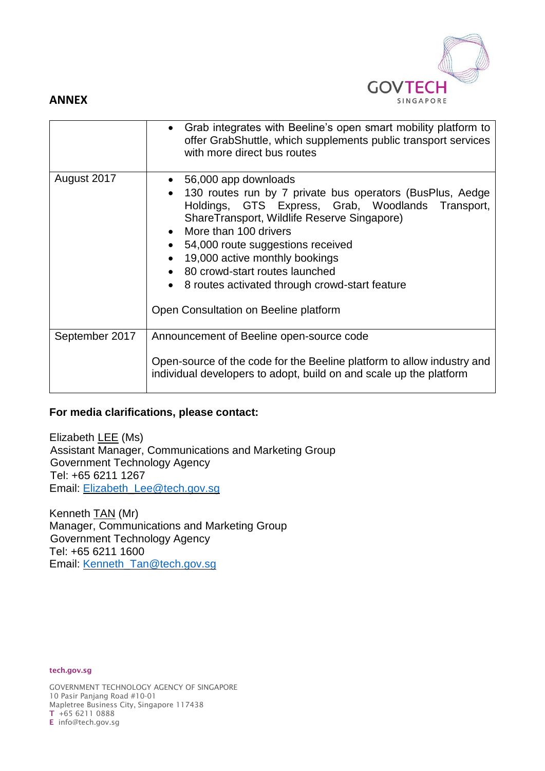## ANNEX

| | |
|---|---|
| | • Grab integrates with Beeline's open smart mobility platform to offer GrabShuttle, which supplements public transport services with more direct bus routes |
| August 2017 | • 56,000 app downloads<br>• 130 routes run by 7 private bus operators (BusPlus, Aedge Holdings, GTS Express, Grab, Woodlands Transport, ShareTransport, Wildlife Reserve Singapore)<br>• More than 100 drivers<br>• 54,000 route suggestions received<br>• 19,000 active monthly bookings<br>• 80 crowd-start routes launched<br>• 8 routes activated through crowd-start feature<br><br>Open Consultation on Beeline platform |
| September 2017 | Announcement of Beeline open-source code<br><br>Open-source of the code for the Beeline platform to allow industry and individual developers to adopt, build on and scale up the platform |

**For media clarifications, please contact:**

Elizabeth LEE (Ms)
Assistant Manager, Communications and Marketing Group
Government Technology Agency
Tel: +65 6211 1267
Email: Elizabeth_Lee@tech.gov.sg

Kenneth TAN (Mr)
Manager, Communications and Marketing Group
Government Technology Agency
Tel: +65 6211 1600
Email: Kenneth_Tan@tech.gov.sg